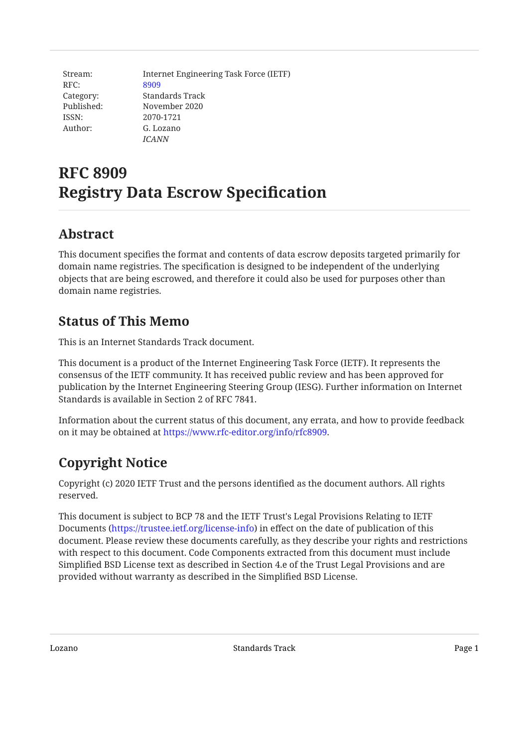Stream: Internet Engineering Task Force (IETF)
RFC: 8909
Category: Standards Track
Published: November 2020
ISSN: 2070-1721
Author: G. Lozano
*ICANN*

# RFC 8909
# Registry Data Escrow Specification

## Abstract

This document specifies the format and contents of data escrow deposits targeted primarily for domain name registries. The specification is designed to be independent of the underlying objects that are being escrowed, and therefore it could also be used for purposes other than domain name registries.

## Status of This Memo

This is an Internet Standards Track document.

This document is a product of the Internet Engineering Task Force (IETF). It represents the consensus of the IETF community. It has received public review and has been approved for publication by the Internet Engineering Steering Group (IESG). Further information on Internet Standards is available in Section 2 of RFC 7841.

Information about the current status of this document, any errata, and how to provide feedback on it may be obtained at https://www.rfc-editor.org/info/rfc8909.

## Copyright Notice

Copyright (c) 2020 IETF Trust and the persons identified as the document authors. All rights reserved.

This document is subject to BCP 78 and the IETF Trust's Legal Provisions Relating to IETF Documents (https://trustee.ietf.org/license-info) in effect on the date of publication of this document. Please review these documents carefully, as they describe your rights and restrictions with respect to this document. Code Components extracted from this document must include Simplified BSD License text as described in Section 4.e of the Trust Legal Provisions and are provided without warranty as described in the Simplified BSD License.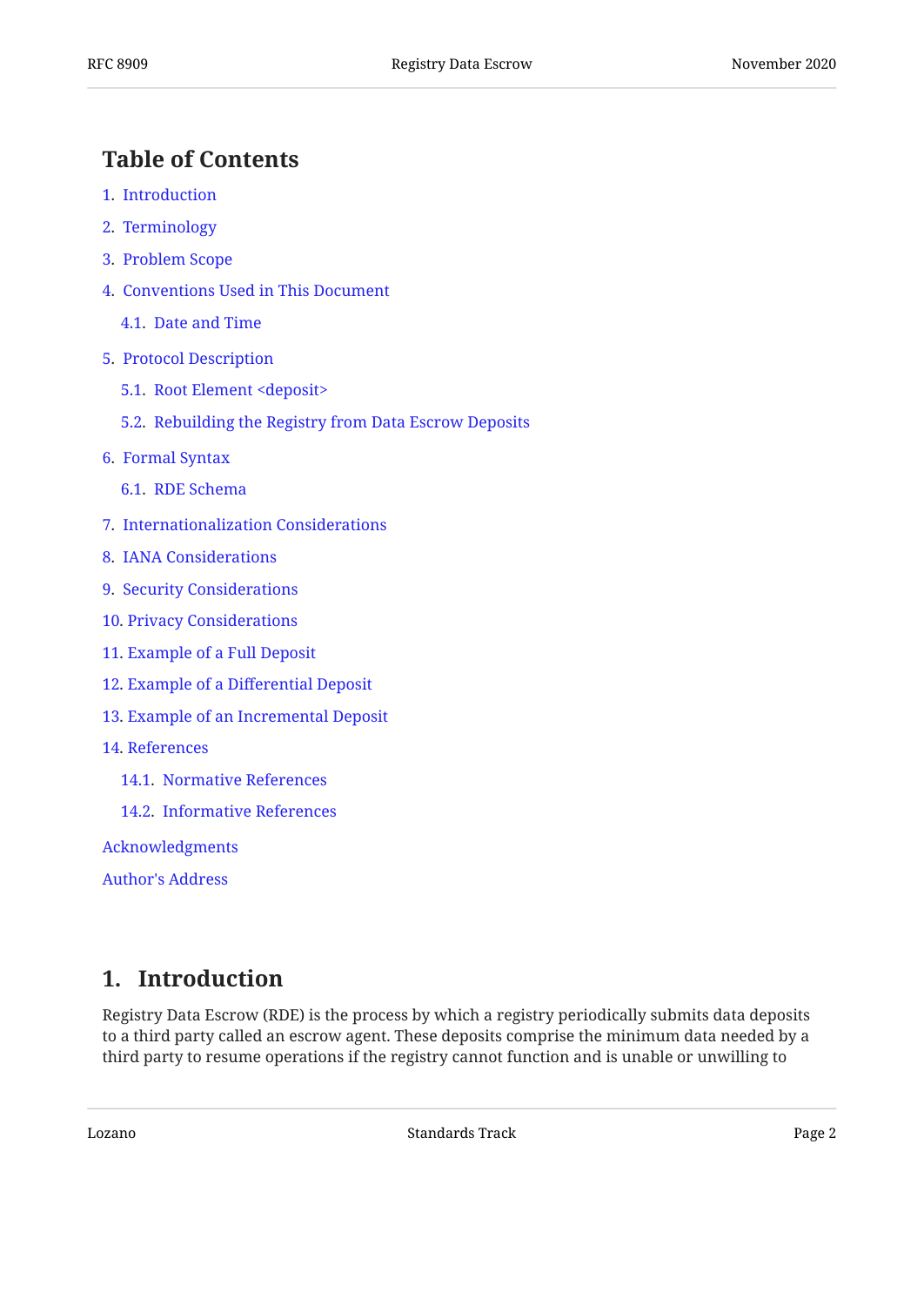## Table of Contents

1. Introduction
2. Terminology
3. Problem Scope
4. Conventions Used in This Document
   - 4.1. Date and Time
5. Protocol Description
   - 5.1. Root Element <deposit>
   - 5.2. Rebuilding the Registry from Data Escrow Deposits
6. Formal Syntax
   - 6.1. RDE Schema
7. Internationalization Considerations
8. IANA Considerations
9. Security Considerations
10. Privacy Considerations
11. Example of a Full Deposit
12. Example of a Differential Deposit
13. Example of an Incremental Deposit
14. References
    - 14.1. Normative References
    - 14.2. Informative References

Acknowledgments

Author's Address

## 1. Introduction

Registry Data Escrow (RDE) is the process by which a registry periodically submits data deposits to a third party called an escrow agent. These deposits comprise the minimum data needed by a third party to resume operations if the registry cannot function and is unable or unwilling to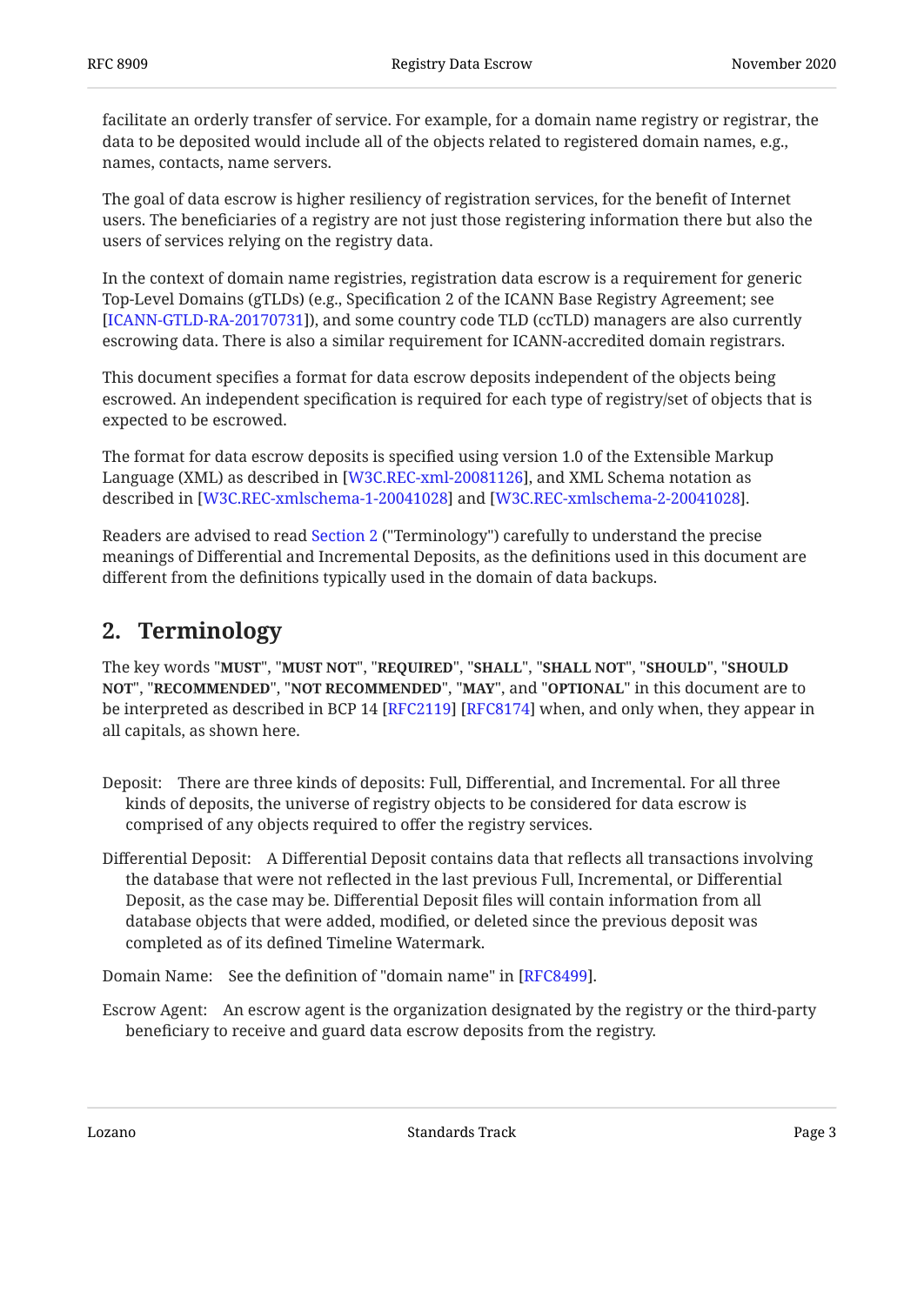facilitate an orderly transfer of service. For example, for a domain name registry or registrar, the data to be deposited would include all of the objects related to registered domain names, e.g., names, contacts, name servers.

The goal of data escrow is higher resiliency of registration services, for the benefit of Internet users. The beneficiaries of a registry are not just those registering information there but also the users of services relying on the registry data.

In the context of domain name registries, registration data escrow is a requirement for generic Top-Level Domains (gTLDs) (e.g., Specification 2 of the ICANN Base Registry Agreement; see [ICANN-GTLD-RA-20170731]), and some country code TLD (ccTLD) managers are also currently escrowing data. There is also a similar requirement for ICANN-accredited domain registrars.

This document specifies a format for data escrow deposits independent of the objects being escrowed. An independent specification is required for each type of registry/set of objects that is expected to be escrowed.

The format for data escrow deposits is specified using version 1.0 of the Extensible Markup Language (XML) as described in [W3C.REC-xml-20081126], and XML Schema notation as described in [W3C.REC-xmlschema-1-20041028] and [W3C.REC-xmlschema-2-20041028].

Readers are advised to read Section 2 ("Terminology") carefully to understand the precise meanings of Differential and Incremental Deposits, as the definitions used in this document are different from the definitions typically used in the domain of data backups.

## 2. Terminology

The key words "**MUST**", "**MUST NOT**", "**REQUIRED**", "**SHALL**", "**SHALL NOT**", "**SHOULD**", "**SHOULD NOT**", "**RECOMMENDED**", "**NOT RECOMMENDED**", "**MAY**", and "**OPTIONAL**" in this document are to be interpreted as described in BCP 14 [RFC2119] [RFC8174] when, and only when, they appear in all capitals, as shown here.

Deposit: There are three kinds of deposits: Full, Differential, and Incremental. For all three kinds of deposits, the universe of registry objects to be considered for data escrow is comprised of any objects required to offer the registry services.

Differential Deposit: A Differential Deposit contains data that reflects all transactions involving the database that were not reflected in the last previous Full, Incremental, or Differential Deposit, as the case may be. Differential Deposit files will contain information from all database objects that were added, modified, or deleted since the previous deposit was completed as of its defined Timeline Watermark.

Domain Name: See the definition of "domain name" in [RFC8499].

Escrow Agent: An escrow agent is the organization designated by the registry or the third-party beneficiary to receive and guard data escrow deposits from the registry.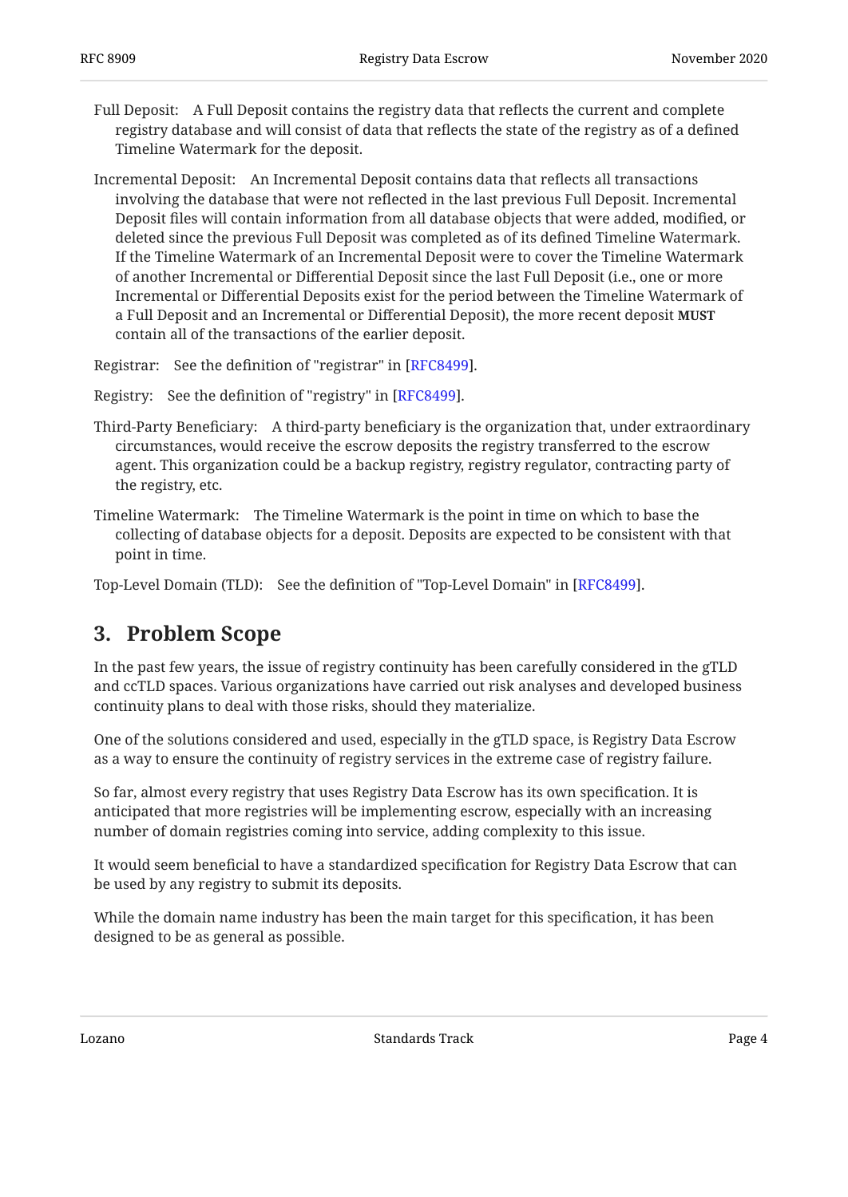Full Deposit: A Full Deposit contains the registry data that reflects the current and complete registry database and will consist of data that reflects the state of the registry as of a defined Timeline Watermark for the deposit.

Incremental Deposit: An Incremental Deposit contains data that reflects all transactions involving the database that were not reflected in the last previous Full Deposit. Incremental Deposit files will contain information from all database objects that were added, modified, or deleted since the previous Full Deposit was completed as of its defined Timeline Watermark. If the Timeline Watermark of an Incremental Deposit were to cover the Timeline Watermark of another Incremental or Differential Deposit since the last Full Deposit (i.e., one or more Incremental or Differential Deposits exist for the period between the Timeline Watermark of a Full Deposit and an Incremental or Differential Deposit), the more recent deposit **MUST** contain all of the transactions of the earlier deposit.

Registrar: See the definition of "registrar" in [RFC8499].

Registry: See the definition of "registry" in [RFC8499].

Third-Party Beneficiary: A third-party beneficiary is the organization that, under extraordinary circumstances, would receive the escrow deposits the registry transferred to the escrow agent. This organization could be a backup registry, registry regulator, contracting party of the registry, etc.

Timeline Watermark: The Timeline Watermark is the point in time on which to base the collecting of database objects for a deposit. Deposits are expected to be consistent with that point in time.

Top-Level Domain (TLD): See the definition of "Top-Level Domain" in [RFC8499].

## 3. Problem Scope

In the past few years, the issue of registry continuity has been carefully considered in the gTLD and ccTLD spaces. Various organizations have carried out risk analyses and developed business continuity plans to deal with those risks, should they materialize.

One of the solutions considered and used, especially in the gTLD space, is Registry Data Escrow as a way to ensure the continuity of registry services in the extreme case of registry failure.

So far, almost every registry that uses Registry Data Escrow has its own specification. It is anticipated that more registries will be implementing escrow, especially with an increasing number of domain registries coming into service, adding complexity to this issue.

It would seem beneficial to have a standardized specification for Registry Data Escrow that can be used by any registry to submit its deposits.

While the domain name industry has been the main target for this specification, it has been designed to be as general as possible.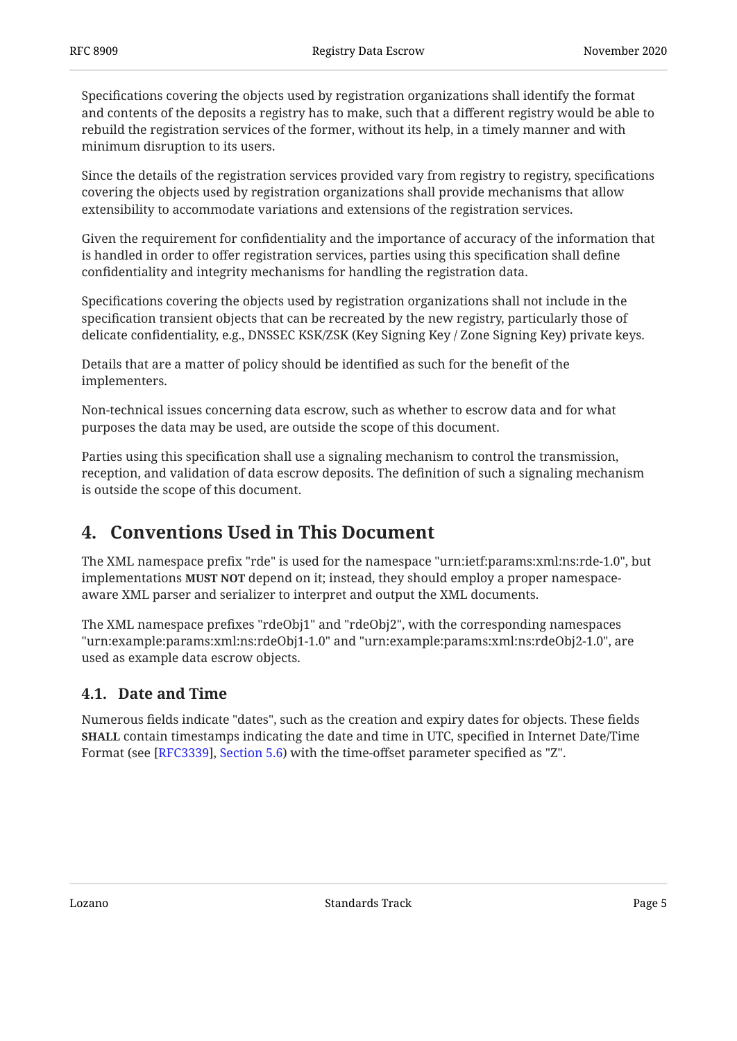Specifications covering the objects used by registration organizations shall identify the format and contents of the deposits a registry has to make, such that a different registry would be able to rebuild the registration services of the former, without its help, in a timely manner and with minimum disruption to its users.

Since the details of the registration services provided vary from registry to registry, specifications covering the objects used by registration organizations shall provide mechanisms that allow extensibility to accommodate variations and extensions of the registration services.

Given the requirement for confidentiality and the importance of accuracy of the information that is handled in order to offer registration services, parties using this specification shall define confidentiality and integrity mechanisms for handling the registration data.

Specifications covering the objects used by registration organizations shall not include in the specification transient objects that can be recreated by the new registry, particularly those of delicate confidentiality, e.g., DNSSEC KSK/ZSK (Key Signing Key / Zone Signing Key) private keys.

Details that are a matter of policy should be identified as such for the benefit of the implementers.

Non-technical issues concerning data escrow, such as whether to escrow data and for what purposes the data may be used, are outside the scope of this document.

Parties using this specification shall use a signaling mechanism to control the transmission, reception, and validation of data escrow deposits. The definition of such a signaling mechanism is outside the scope of this document.

## 4. Conventions Used in This Document

The XML namespace prefix "rde" is used for the namespace "urn:ietf:params:xml:ns:rde-1.0", but implementations **MUST NOT** depend on it; instead, they should employ a proper namespace-aware XML parser and serializer to interpret and output the XML documents.

The XML namespace prefixes "rdeObj1" and "rdeObj2", with the corresponding namespaces "urn:example:params:xml:ns:rdeObj1-1.0" and "urn:example:params:xml:ns:rdeObj2-1.0", are used as example data escrow objects.

### 4.1. Date and Time

Numerous fields indicate "dates", such as the creation and expiry dates for objects. These fields **SHALL** contain timestamps indicating the date and time in UTC, specified in Internet Date/Time Format (see [RFC3339], Section 5.6) with the time-offset parameter specified as "Z".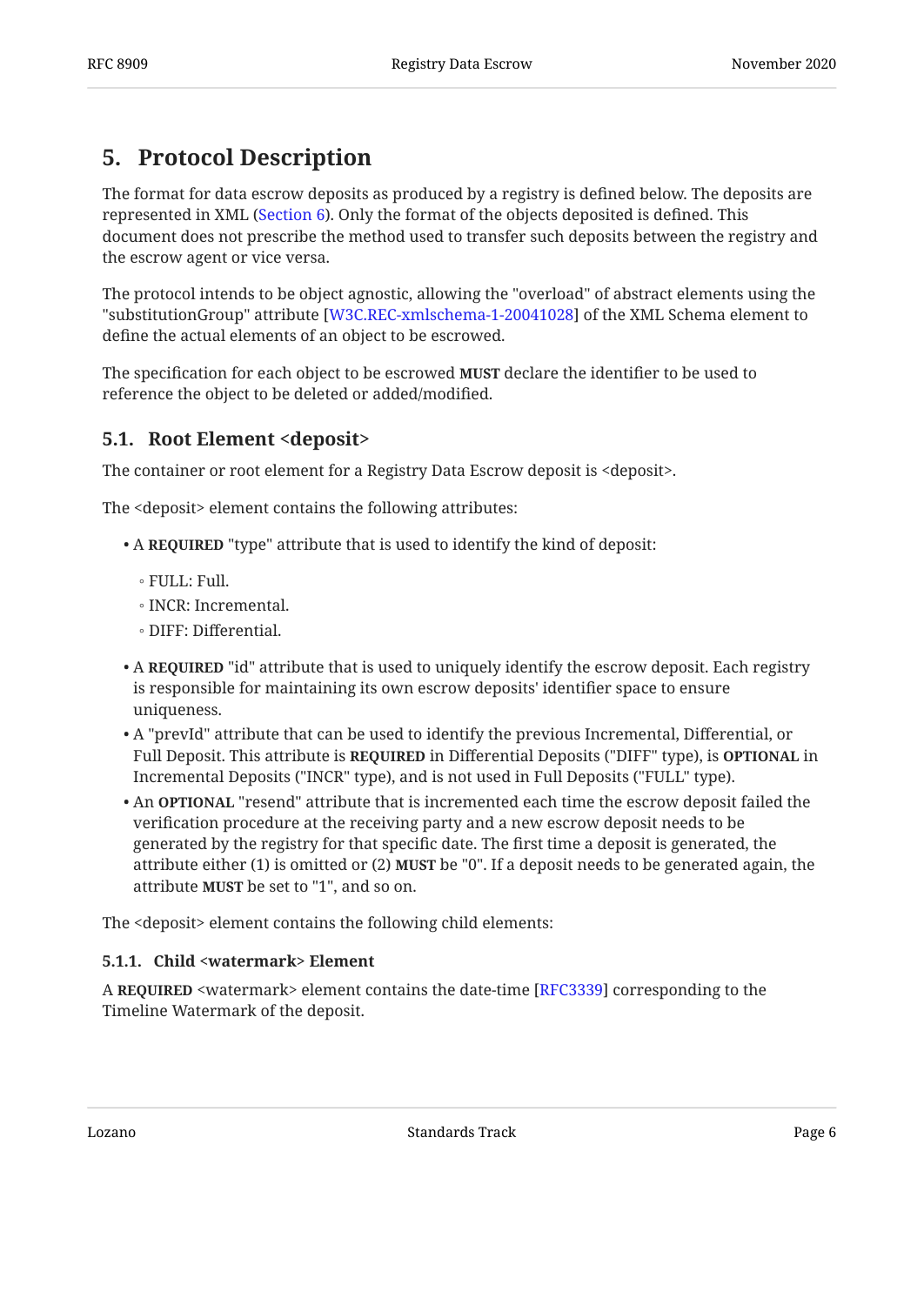## 5. Protocol Description

The format for data escrow deposits as produced by a registry is defined below. The deposits are represented in XML (Section 6). Only the format of the objects deposited is defined. This document does not prescribe the method used to transfer such deposits between the registry and the escrow agent or vice versa.

The protocol intends to be object agnostic, allowing the "overload" of abstract elements using the "substitutionGroup" attribute [W3C.REC-xmlschema-1-20041028] of the XML Schema element to define the actual elements of an object to be escrowed.

The specification for each object to be escrowed **MUST** declare the identifier to be used to reference the object to be deleted or added/modified.

### 5.1. Root Element <deposit>

The container or root element for a Registry Data Escrow deposit is <deposit>.

The <deposit> element contains the following attributes:

- A **REQUIRED** "type" attribute that is used to identify the kind of deposit:
  - FULL: Full.
  - INCR: Incremental.
  - DIFF: Differential.
- A **REQUIRED** "id" attribute that is used to uniquely identify the escrow deposit. Each registry is responsible for maintaining its own escrow deposits' identifier space to ensure uniqueness.
- A "prevId" attribute that can be used to identify the previous Incremental, Differential, or Full Deposit. This attribute is **REQUIRED** in Differential Deposits ("DIFF" type), is **OPTIONAL** in Incremental Deposits ("INCR" type), and is not used in Full Deposits ("FULL" type).
- An **OPTIONAL** "resend" attribute that is incremented each time the escrow deposit failed the verification procedure at the receiving party and a new escrow deposit needs to be generated by the registry for that specific date. The first time a deposit is generated, the attribute either (1) is omitted or (2) **MUST** be "0". If a deposit needs to be generated again, the attribute **MUST** be set to "1", and so on.

The <deposit> element contains the following child elements:

#### 5.1.1. Child <watermark> Element

A **REQUIRED** <watermark> element contains the date-time [RFC3339] corresponding to the Timeline Watermark of the deposit.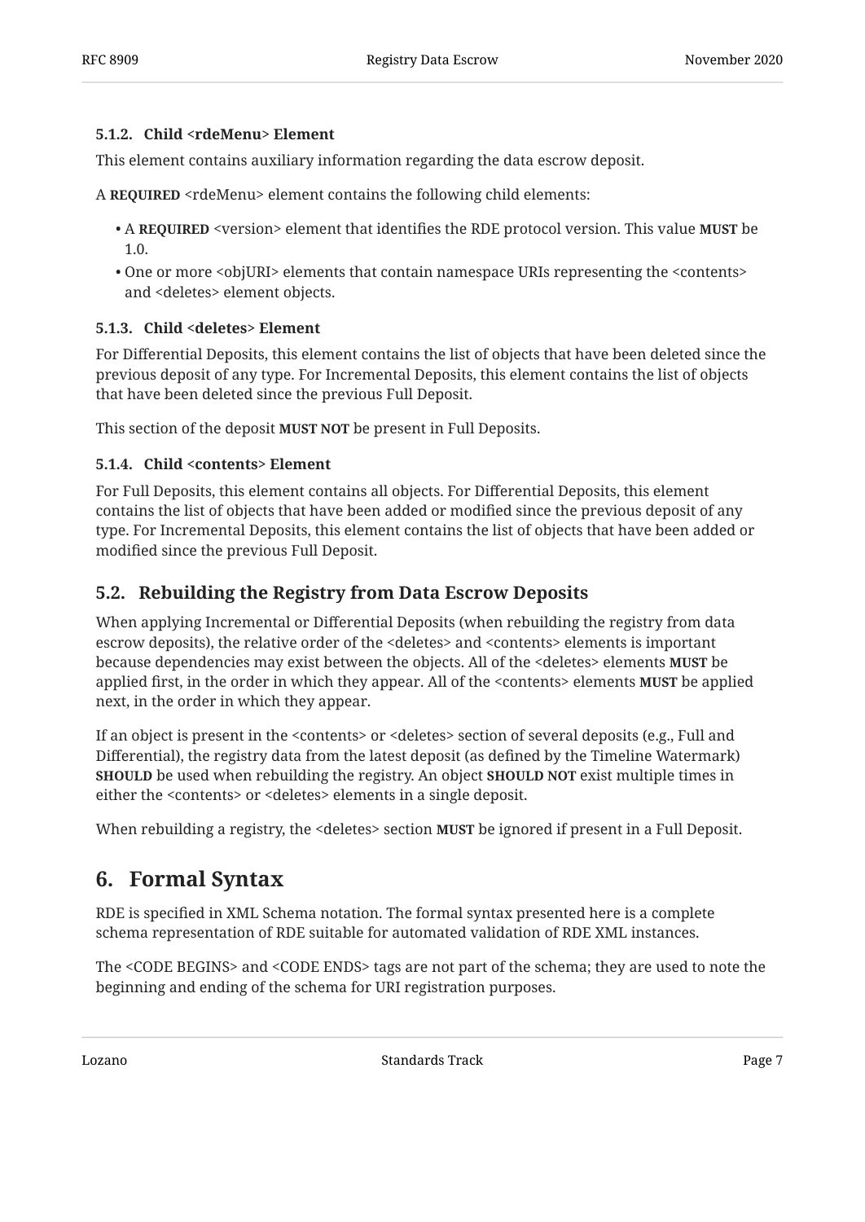#### 5.1.2. Child <rdeMenu> Element

This element contains auxiliary information regarding the data escrow deposit.

A **REQUIRED** <rdeMenu> element contains the following child elements:

- A **REQUIRED** <version> element that identifies the RDE protocol version. This value **MUST** be 1.0.
- One or more <objURI> elements that contain namespace URIs representing the <contents> and <deletes> element objects.

#### 5.1.3. Child <deletes> Element

For Differential Deposits, this element contains the list of objects that have been deleted since the previous deposit of any type. For Incremental Deposits, this element contains the list of objects that have been deleted since the previous Full Deposit.

This section of the deposit **MUST NOT** be present in Full Deposits.

#### 5.1.4. Child <contents> Element

For Full Deposits, this element contains all objects. For Differential Deposits, this element contains the list of objects that have been added or modified since the previous deposit of any type. For Incremental Deposits, this element contains the list of objects that have been added or modified since the previous Full Deposit.

### 5.2. Rebuilding the Registry from Data Escrow Deposits

When applying Incremental or Differential Deposits (when rebuilding the registry from data escrow deposits), the relative order of the <deletes> and <contents> elements is important because dependencies may exist between the objects. All of the <deletes> elements **MUST** be applied first, in the order in which they appear. All of the <contents> elements **MUST** be applied next, in the order in which they appear.

If an object is present in the <contents> or <deletes> section of several deposits (e.g., Full and Differential), the registry data from the latest deposit (as defined by the Timeline Watermark) **SHOULD** be used when rebuilding the registry. An object **SHOULD NOT** exist multiple times in either the <contents> or <deletes> elements in a single deposit.

When rebuilding a registry, the <deletes> section **MUST** be ignored if present in a Full Deposit.

## 6. Formal Syntax

RDE is specified in XML Schema notation. The formal syntax presented here is a complete schema representation of RDE suitable for automated validation of RDE XML instances.

The <CODE BEGINS> and <CODE ENDS> tags are not part of the schema; they are used to note the beginning and ending of the schema for URI registration purposes.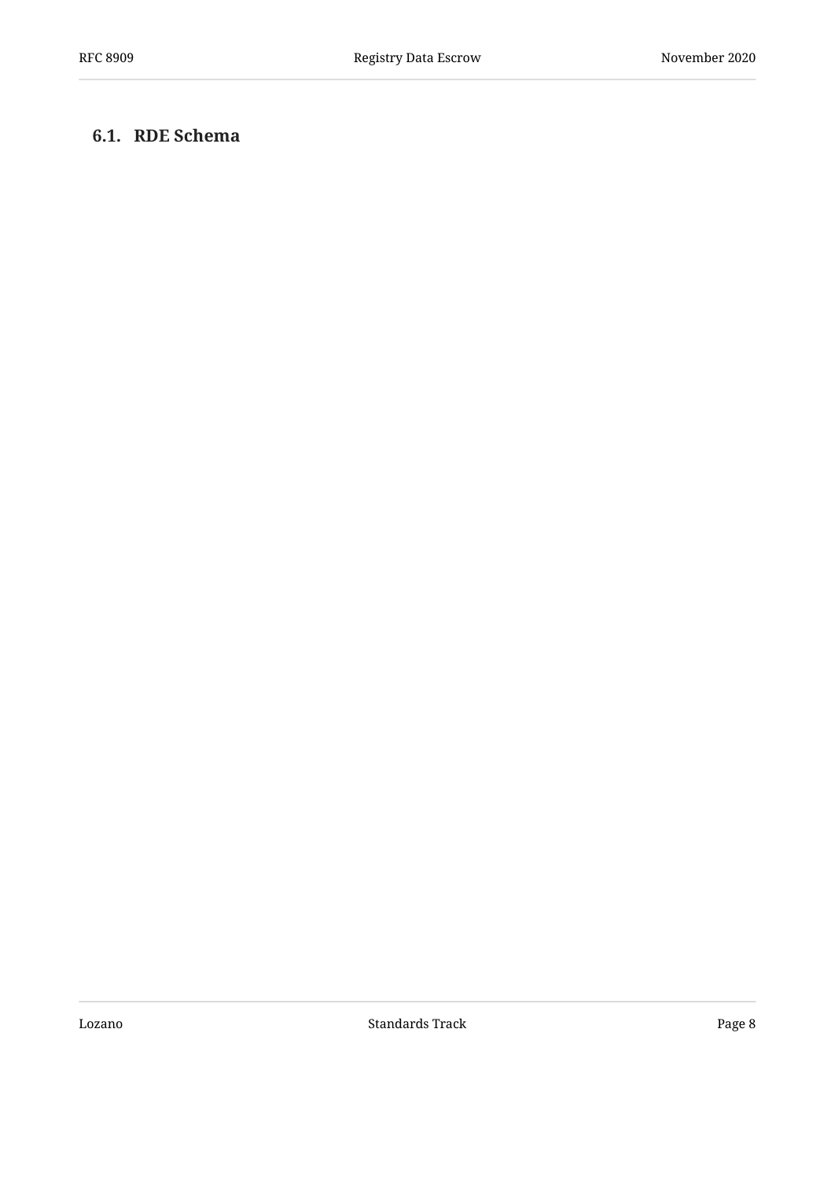## 6.1. RDE Schema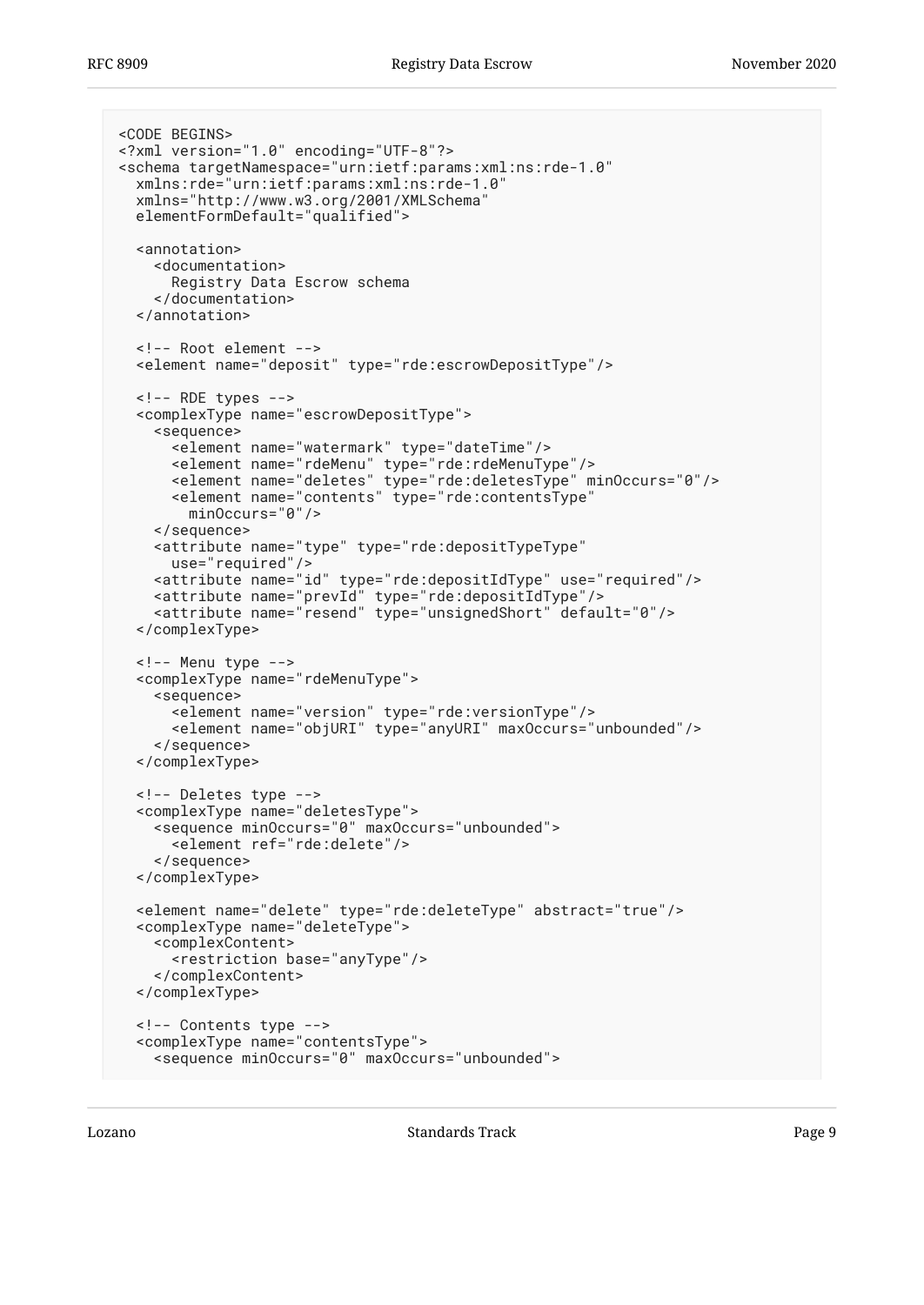```
<CODE BEGINS>
<?xml version="1.0" encoding="UTF-8"?>
<schema targetNamespace="urn:ietf:params:xml:ns:rde-1.0"
  xmlns:rde="urn:ietf:params:xml:ns:rde-1.0"
  xmlns="http://www.w3.org/2001/XMLSchema"
  elementFormDefault="qualified">

  <annotation>
    <documentation>
      Registry Data Escrow schema
    </documentation>
  </annotation>

  <!-- Root element -->
  <element name="deposit" type="rde:escrowDepositType"/>

  <!-- RDE types -->
  <complexType name="escrowDepositType">
    <sequence>
      <element name="watermark" type="dateTime"/>
      <element name="rdeMenu" type="rde:rdeMenuType"/>
      <element name="deletes" type="rde:deletesType" minOccurs="0"/>
      <element name="contents" type="rde:contentsType"
        minOccurs="0"/>
    </sequence>
    <attribute name="type" type="rde:depositTypeType"
      use="required"/>
    <attribute name="id" type="rde:depositIdType" use="required"/>
    <attribute name="prevId" type="rde:depositIdType"/>
    <attribute name="resend" type="unsignedShort" default="0"/>
  </complexType>

  <!-- Menu type -->
  <complexType name="rdeMenuType">
    <sequence>
      <element name="version" type="rde:versionType"/>
      <element name="objURI" type="anyURI" maxOccurs="unbounded"/>
    </sequence>
  </complexType>

  <!-- Deletes type -->
  <complexType name="deletesType">
    <sequence minOccurs="0" maxOccurs="unbounded">
      <element ref="rde:delete"/>
    </sequence>
  </complexType>

  <element name="delete" type="rde:deleteType" abstract="true"/>
  <complexType name="deleteType">
    <complexContent>
      <restriction base="anyType"/>
    </complexContent>
  </complexType>

  <!-- Contents type -->
  <complexType name="contentsType">
    <sequence minOccurs="0" maxOccurs="unbounded">
```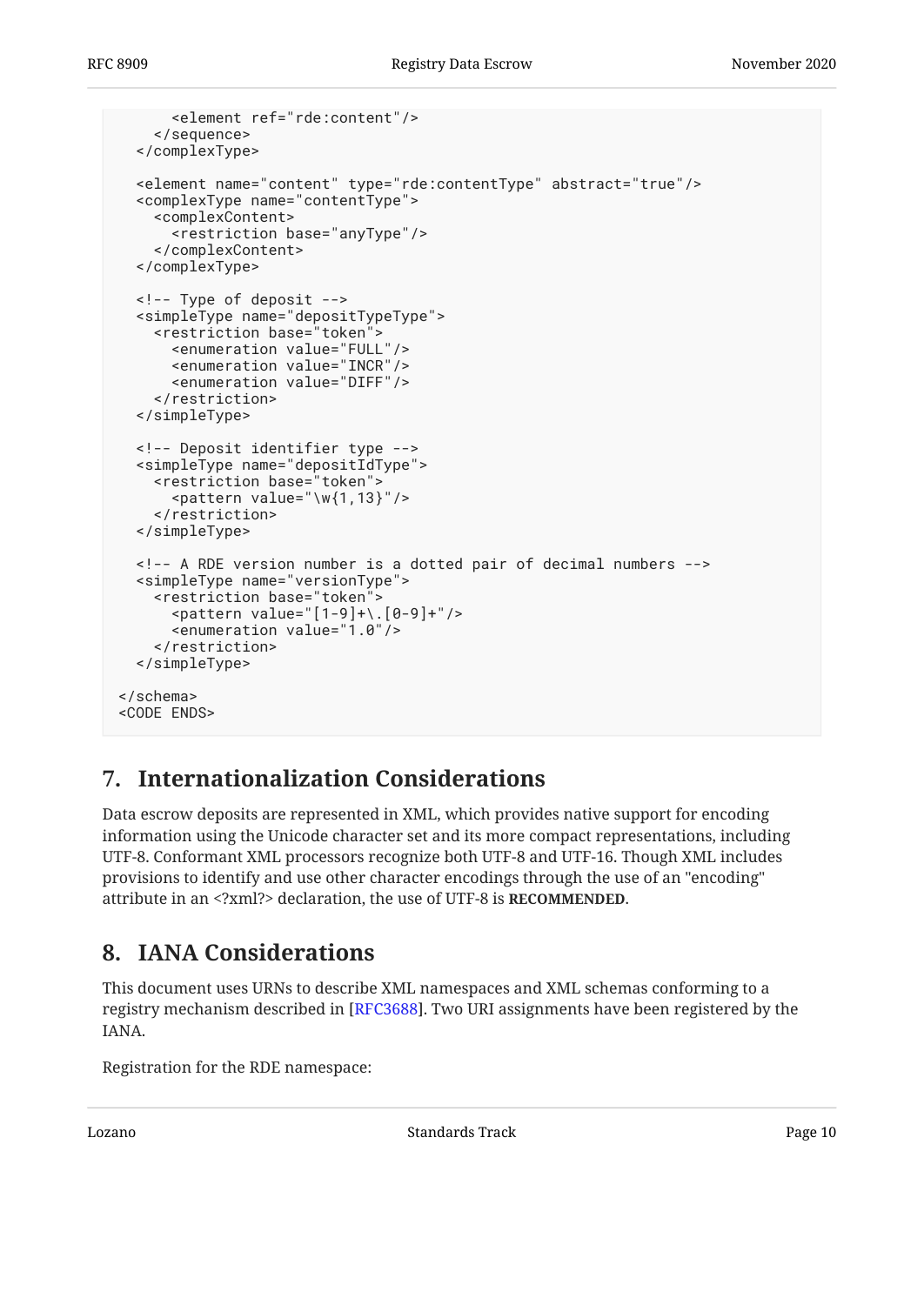```
      <element ref="rde:content"/>
    </sequence>
  </complexType>

  <element name="content" type="rde:contentType" abstract="true"/>
  <complexType name="contentType">
    <complexContent>
      <restriction base="anyType"/>
    </complexContent>
  </complexType>

  <!-- Type of deposit -->
  <simpleType name="depositTypeType">
    <restriction base="token">
      <enumeration value="FULL"/>
      <enumeration value="INCR"/>
      <enumeration value="DIFF"/>
    </restriction>
  </simpleType>

  <!-- Deposit identifier type -->
  <simpleType name="depositIdType">
    <restriction base="token">
      <pattern value="\w{1,13}"/>
    </restriction>
  </simpleType>

  <!-- A RDE version number is a dotted pair of decimal numbers -->
  <simpleType name="versionType">
    <restriction base="token">
      <pattern value="[1-9]+\.[0-9]+"/>
      <enumeration value="1.0"/>
    </restriction>
  </simpleType>

</schema>
<CODE ENDS>
```

## 7. Internationalization Considerations

Data escrow deposits are represented in XML, which provides native support for encoding information using the Unicode character set and its more compact representations, including UTF-8. Conformant XML processors recognize both UTF-8 and UTF-16. Though XML includes provisions to identify and use other character encodings through the use of an "encoding" attribute in an <?xml?> declaration, the use of UTF-8 is **RECOMMENDED**.

## 8. IANA Considerations

This document uses URNs to describe XML namespaces and XML schemas conforming to a registry mechanism described in [RFC3688]. Two URI assignments have been registered by the IANA.

Registration for the RDE namespace: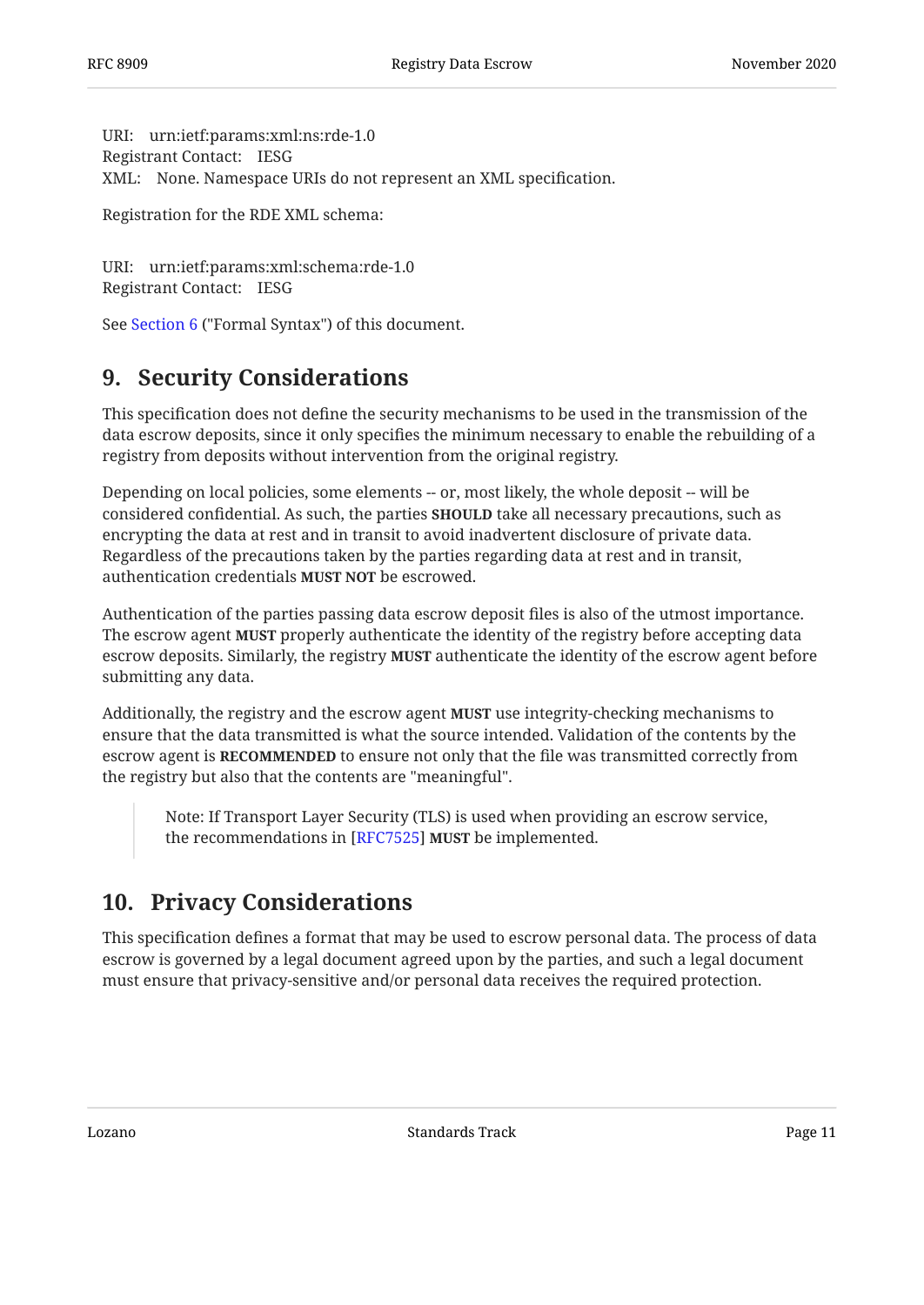URI: urn:ietf:params:xml:ns:rde-1.0
Registrant Contact: IESG
XML: None. Namespace URIs do not represent an XML specification.

Registration for the RDE XML schema:

URI: urn:ietf:params:xml:schema:rde-1.0
Registrant Contact: IESG

See Section 6 ("Formal Syntax") of this document.

## 9. Security Considerations

This specification does not define the security mechanisms to be used in the transmission of the data escrow deposits, since it only specifies the minimum necessary to enable the rebuilding of a registry from deposits without intervention from the original registry.

Depending on local policies, some elements -- or, most likely, the whole deposit -- will be considered confidential. As such, the parties **SHOULD** take all necessary precautions, such as encrypting the data at rest and in transit to avoid inadvertent disclosure of private data. Regardless of the precautions taken by the parties regarding data at rest and in transit, authentication credentials **MUST NOT** be escrowed.

Authentication of the parties passing data escrow deposit files is also of the utmost importance. The escrow agent **MUST** properly authenticate the identity of the registry before accepting data escrow deposits. Similarly, the registry **MUST** authenticate the identity of the escrow agent before submitting any data.

Additionally, the registry and the escrow agent **MUST** use integrity-checking mechanisms to ensure that the data transmitted is what the source intended. Validation of the contents by the escrow agent is **RECOMMENDED** to ensure not only that the file was transmitted correctly from the registry but also that the contents are "meaningful".

> Note: If Transport Layer Security (TLS) is used when providing an escrow service, the recommendations in [RFC7525] **MUST** be implemented.

## 10. Privacy Considerations

This specification defines a format that may be used to escrow personal data. The process of data escrow is governed by a legal document agreed upon by the parties, and such a legal document must ensure that privacy-sensitive and/or personal data receives the required protection.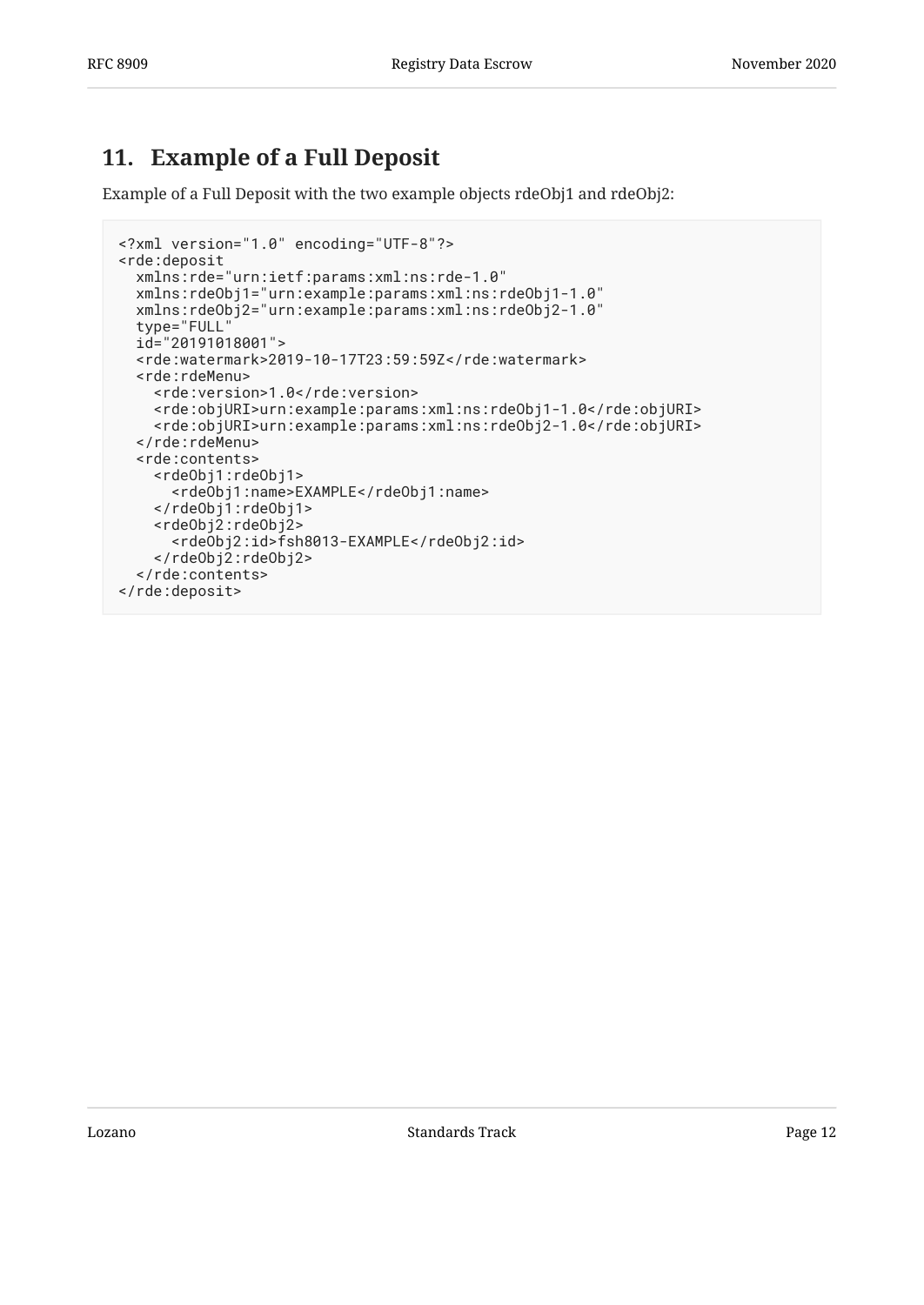## 11. Example of a Full Deposit

Example of a Full Deposit with the two example objects rdeObj1 and rdeObj2:

```
<?xml version="1.0" encoding="UTF-8"?>
<rde:deposit
  xmlns:rde="urn:ietf:params:xml:ns:rde-1.0"
  xmlns:rdeObj1="urn:example:params:xml:ns:rdeObj1-1.0"
  xmlns:rdeObj2="urn:example:params:xml:ns:rdeObj2-1.0"
  type="FULL"
  id="20191018001">
  <rde:watermark>2019-10-17T23:59:59Z</rde:watermark>
  <rde:rdeMenu>
    <rde:version>1.0</rde:version>
    <rde:objURI>urn:example:params:xml:ns:rdeObj1-1.0</rde:objURI>
    <rde:objURI>urn:example:params:xml:ns:rdeObj2-1.0</rde:objURI>
  </rde:rdeMenu>
  <rde:contents>
    <rdeObj1:rdeObj1>
      <rdeObj1:name>EXAMPLE</rdeObj1:name>
    </rdeObj1:rdeObj1>
    <rdeObj2:rdeObj2>
      <rdeObj2:id>fsh8013-EXAMPLE</rdeObj2:id>
    </rdeObj2:rdeObj2>
  </rde:contents>
</rde:deposit>
```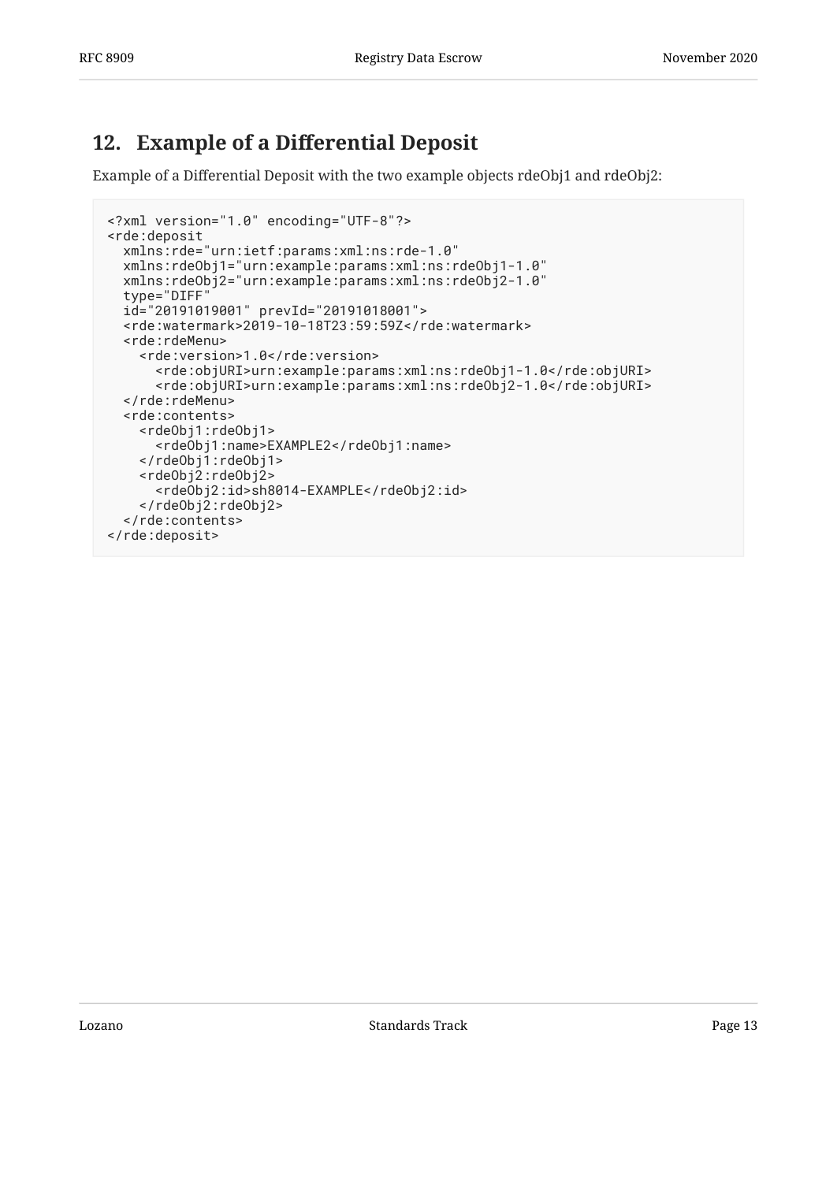## 12. Example of a Differential Deposit

Example of a Differential Deposit with the two example objects rdeObj1 and rdeObj2:

```
<?xml version="1.0" encoding="UTF-8"?>
<rde:deposit
  xmlns:rde="urn:ietf:params:xml:ns:rde-1.0"
  xmlns:rdeObj1="urn:example:params:xml:ns:rdeObj1-1.0"
  xmlns:rdeObj2="urn:example:params:xml:ns:rdeObj2-1.0"
  type="DIFF"
  id="20191019001" prevId="20191018001">
  <rde:watermark>2019-10-18T23:59:59Z</rde:watermark>
  <rde:rdeMenu>
    <rde:version>1.0</rde:version>
      <rde:objURI>urn:example:params:xml:ns:rdeObj1-1.0</rde:objURI>
      <rde:objURI>urn:example:params:xml:ns:rdeObj2-1.0</rde:objURI>
  </rde:rdeMenu>
  <rde:contents>
    <rdeObj1:rdeObj1>
      <rdeObj1:name>EXAMPLE2</rdeObj1:name>
    </rdeObj1:rdeObj1>
    <rdeObj2:rdeObj2>
      <rdeObj2:id>sh8014-EXAMPLE</rdeObj2:id>
    </rdeObj2:rdeObj2>
  </rde:contents>
</rde:deposit>
```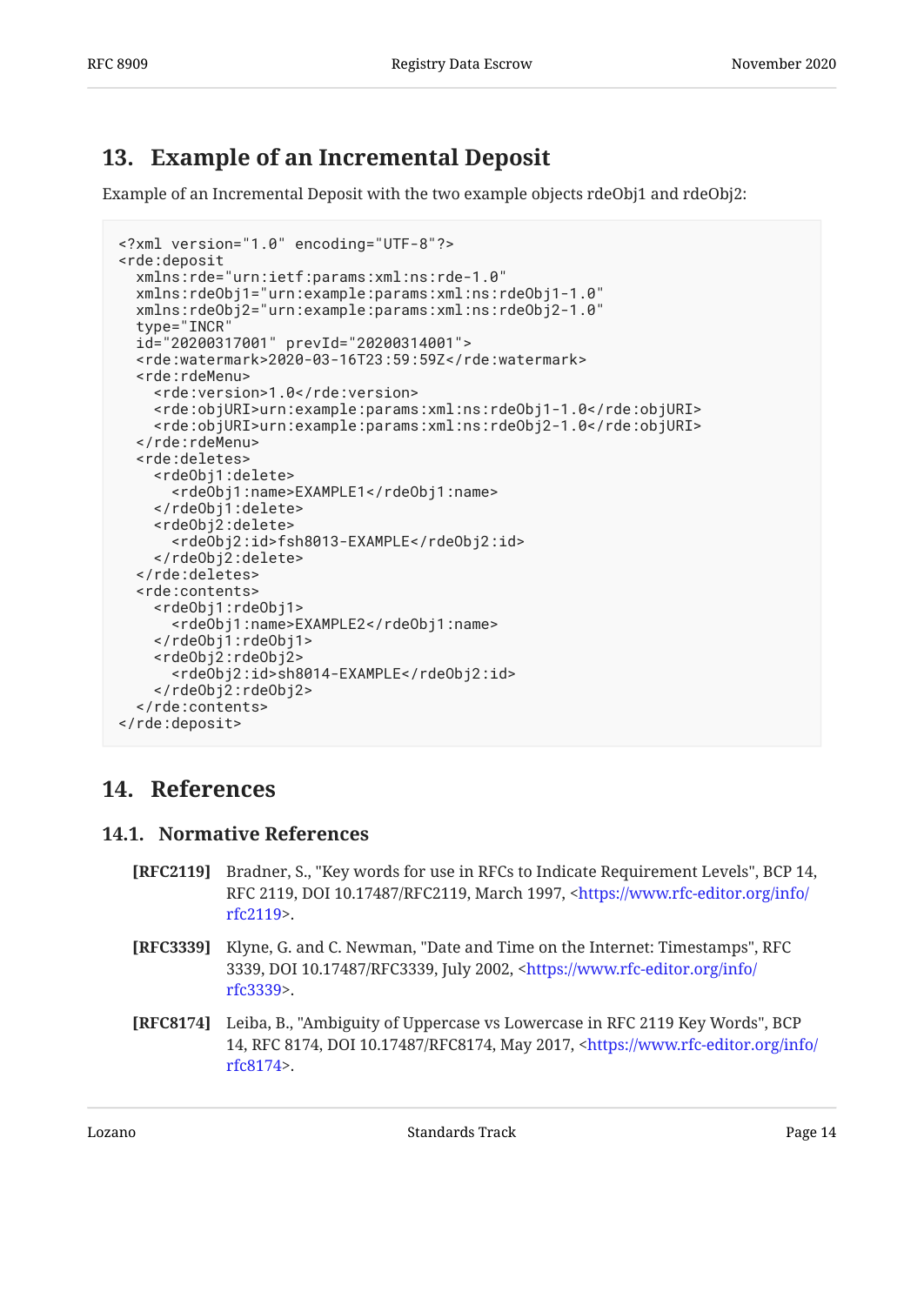## 13. Example of an Incremental Deposit

Example of an Incremental Deposit with the two example objects rdeObj1 and rdeObj2:

```
<?xml version="1.0" encoding="UTF-8"?>
<rde:deposit
  xmlns:rde="urn:ietf:params:xml:ns:rde-1.0"
  xmlns:rdeObj1="urn:example:params:xml:ns:rdeObj1-1.0"
  xmlns:rdeObj2="urn:example:params:xml:ns:rdeObj2-1.0"
  type="INCR"
  id="20200317001" prevId="20200314001">
  <rde:watermark>2020-03-16T23:59:59Z</rde:watermark>
  <rde:rdeMenu>
    <rde:version>1.0</rde:version>
    <rde:objURI>urn:example:params:xml:ns:rdeObj1-1.0</rde:objURI>
    <rde:objURI>urn:example:params:xml:ns:rdeObj2-1.0</rde:objURI>
  </rde:rdeMenu>
  <rde:deletes>
    <rdeObj1:delete>
      <rdeObj1:name>EXAMPLE1</rdeObj1:name>
    </rdeObj1:delete>
    <rdeObj2:delete>
      <rdeObj2:id>fsh8013-EXAMPLE</rdeObj2:id>
    </rdeObj2:delete>
  </rde:deletes>
  <rde:contents>
    <rdeObj1:rdeObj1>
      <rdeObj1:name>EXAMPLE2</rdeObj1:name>
    </rdeObj1:rdeObj1>
    <rdeObj2:rdeObj2>
      <rdeObj2:id>sh8014-EXAMPLE</rdeObj2:id>
    </rdeObj2:rdeObj2>
  </rde:contents>
</rde:deposit>
```

## 14. References

### 14.1. Normative References

**[RFC2119]** Bradner, S., "Key words for use in RFCs to Indicate Requirement Levels", BCP 14, RFC 2119, DOI 10.17487/RFC2119, March 1997, <https://www.rfc-editor.org/info/rfc2119>.

**[RFC3339]** Klyne, G. and C. Newman, "Date and Time on the Internet: Timestamps", RFC 3339, DOI 10.17487/RFC3339, July 2002, <https://www.rfc-editor.org/info/rfc3339>.

**[RFC8174]** Leiba, B., "Ambiguity of Uppercase vs Lowercase in RFC 2119 Key Words", BCP 14, RFC 8174, DOI 10.17487/RFC8174, May 2017, <https://www.rfc-editor.org/info/rfc8174>.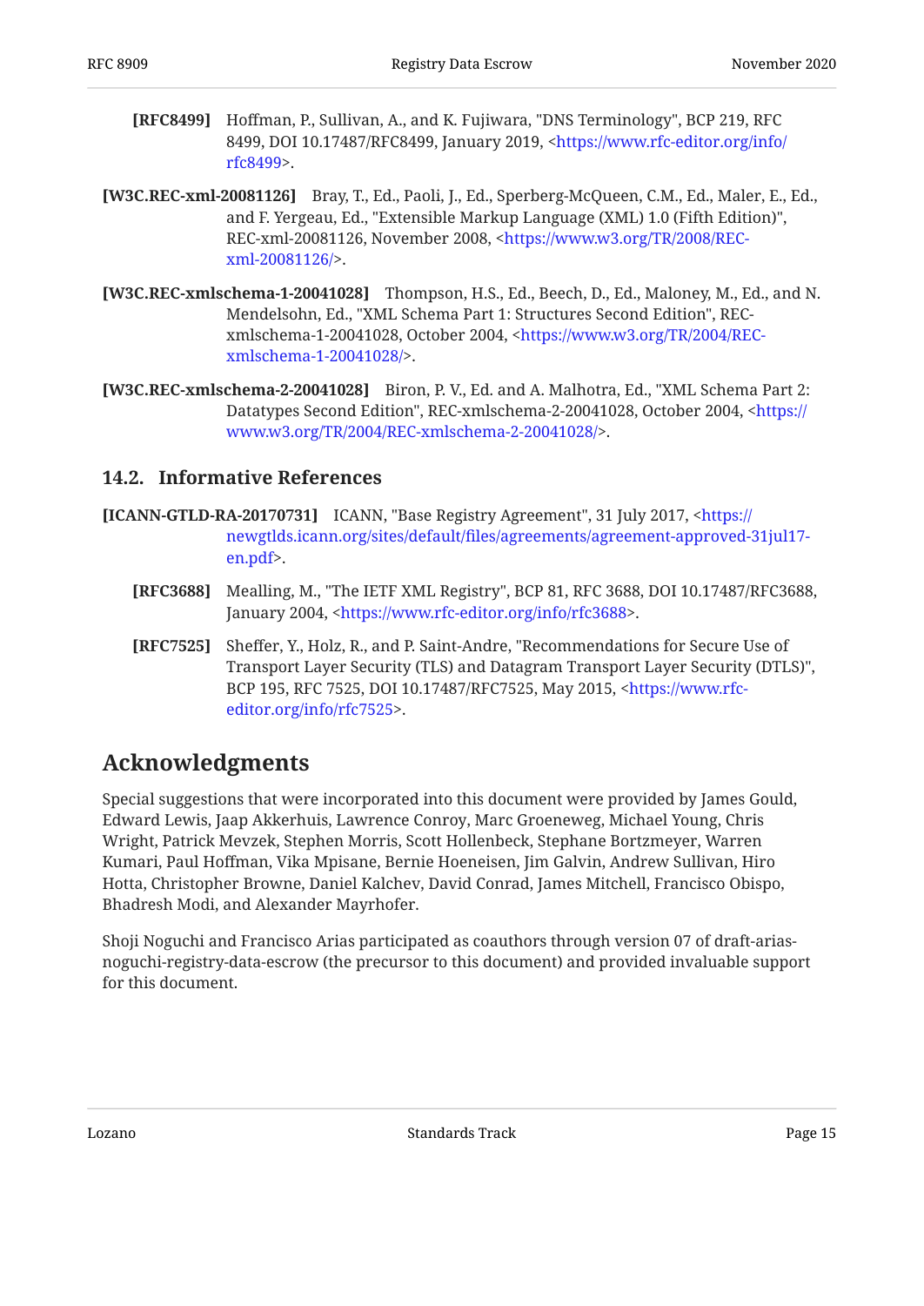**[RFC8499]** Hoffman, P., Sullivan, A., and K. Fujiwara, "DNS Terminology", BCP 219, RFC 8499, DOI 10.17487/RFC8499, January 2019, <https://www.rfc-editor.org/info/rfc8499>.

**[W3C.REC-xml-20081126]** Bray, T., Ed., Paoli, J., Ed., Sperberg-McQueen, C.M., Ed., Maler, E., Ed., and F. Yergeau, Ed., "Extensible Markup Language (XML) 1.0 (Fifth Edition)", REC-xml-20081126, November 2008, <https://www.w3.org/TR/2008/REC-xml-20081126/>.

**[W3C.REC-xmlschema-1-20041028]** Thompson, H.S., Ed., Beech, D., Ed., Maloney, M., Ed., and N. Mendelsohn, Ed., "XML Schema Part 1: Structures Second Edition", REC-xmlschema-1-20041028, October 2004, <https://www.w3.org/TR/2004/REC-xmlschema-1-20041028/>.

**[W3C.REC-xmlschema-2-20041028]** Biron, P. V., Ed. and A. Malhotra, Ed., "XML Schema Part 2: Datatypes Second Edition", REC-xmlschema-2-20041028, October 2004, <https://www.w3.org/TR/2004/REC-xmlschema-2-20041028/>.

### 14.2. Informative References

**[ICANN-GTLD-RA-20170731]** ICANN, "Base Registry Agreement", 31 July 2017, <https://newgtlds.icann.org/sites/default/files/agreements/agreement-approved-31jul17-en.pdf>.

**[RFC3688]** Mealling, M., "The IETF XML Registry", BCP 81, RFC 3688, DOI 10.17487/RFC3688, January 2004, <https://www.rfc-editor.org/info/rfc3688>.

**[RFC7525]** Sheffer, Y., Holz, R., and P. Saint-Andre, "Recommendations for Secure Use of Transport Layer Security (TLS) and Datagram Transport Layer Security (DTLS)", BCP 195, RFC 7525, DOI 10.17487/RFC7525, May 2015, <https://www.rfc-editor.org/info/rfc7525>.

## Acknowledgments

Special suggestions that were incorporated into this document were provided by James Gould, Edward Lewis, Jaap Akkerhuis, Lawrence Conroy, Marc Groeneweg, Michael Young, Chris Wright, Patrick Mevzek, Stephen Morris, Scott Hollenbeck, Stephane Bortzmeyer, Warren Kumari, Paul Hoffman, Vika Mpisane, Bernie Hoeneisen, Jim Galvin, Andrew Sullivan, Hiro Hotta, Christopher Browne, Daniel Kalchev, David Conrad, James Mitchell, Francisco Obispo, Bhadresh Modi, and Alexander Mayrhofer.

Shoji Noguchi and Francisco Arias participated as coauthors through version 07 of draft-arias-noguchi-registry-data-escrow (the precursor to this document) and provided invaluable support for this document.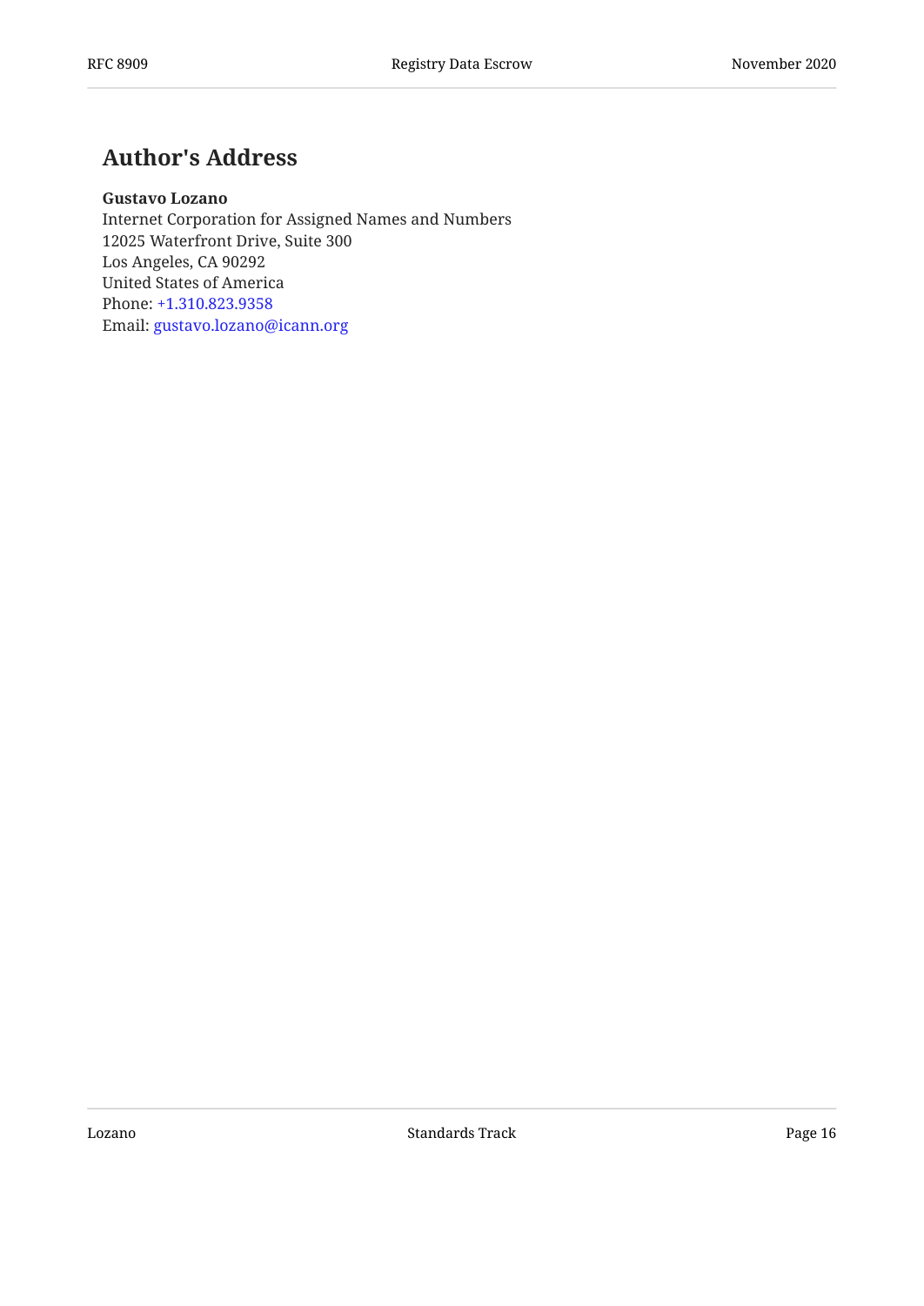## Author's Address

**Gustavo Lozano**
Internet Corporation for Assigned Names and Numbers
12025 Waterfront Drive, Suite 300
Los Angeles, CA 90292
United States of America
Phone: +1.310.823.9358
Email: gustavo.lozano@icann.org